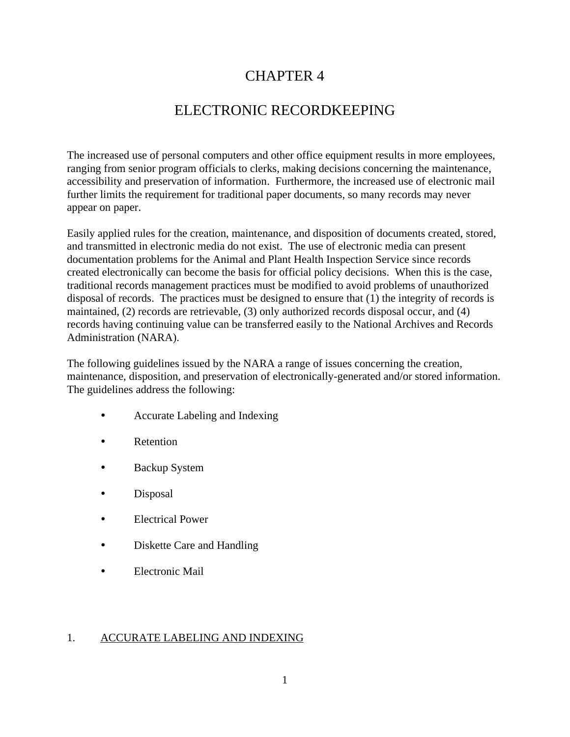# CHAPTER 4

# ELECTRONIC RECORDKEEPING

The increased use of personal computers and other office equipment results in more employees, ranging from senior program officials to clerks, making decisions concerning the maintenance, accessibility and preservation of information. Furthermore, the increased use of electronic mail further limits the requirement for traditional paper documents, so many records may never appear on paper.

Easily applied rules for the creation, maintenance, and disposition of documents created, stored, and transmitted in electronic media do not exist. The use of electronic media can present documentation problems for the Animal and Plant Health Inspection Service since records created electronically can become the basis for official policy decisions. When this is the case, traditional records management practices must be modified to avoid problems of unauthorized disposal of records. The practices must be designed to ensure that (1) the integrity of records is maintained, (2) records are retrievable, (3) only authorized records disposal occur, and (4) records having continuing value can be transferred easily to the National Archives and Records Administration (NARA).

The following guidelines issued by the NARA a range of issues concerning the creation, maintenance, disposition, and preservation of electronically-generated and/or stored information. The guidelines address the following:

- Accurate Labeling and Indexing
- Retention
- Backup System
- Disposal
- Electrical Power
- Diskette Care and Handling
- Electronic Mail

## 1. ACCURATE LABELING AND INDEXING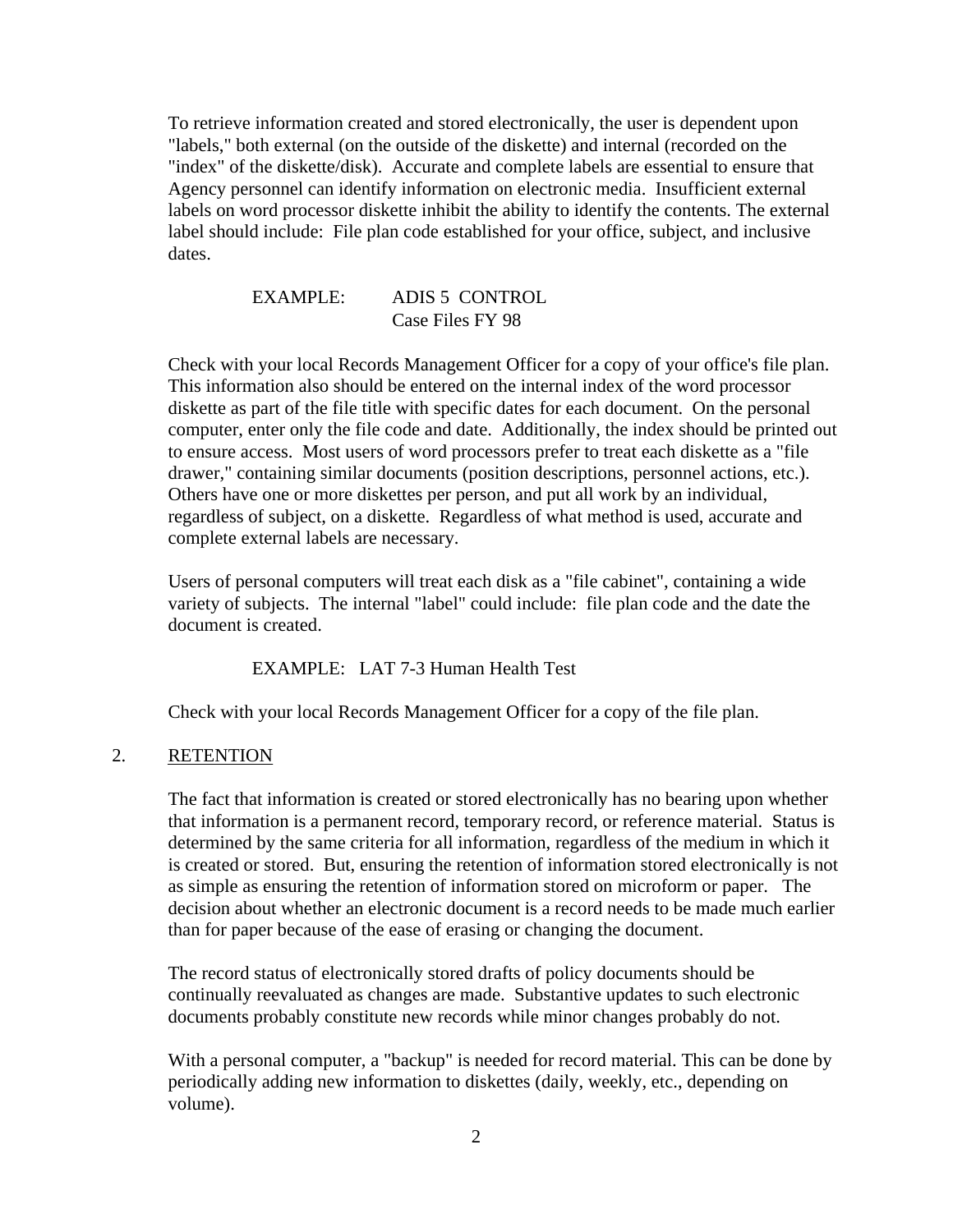To retrieve information created and stored electronically, the user is dependent upon "labels," both external (on the outside of the diskette) and internal (recorded on the "index" of the diskette/disk). Accurate and complete labels are essential to ensure that Agency personnel can identify information on electronic media. Insufficient external labels on word processor diskette inhibit the ability to identify the contents. The external label should include: File plan code established for your office, subject, and inclusive dates.

> EXAMPLE: ADIS 5 CONTROL
> Case Files FY 98

Check with your local Records Management Officer for a copy of your office's file plan. This information also should be entered on the internal index of the word processor diskette as part of the file title with specific dates for each document. On the personal computer, enter only the file code and date. Additionally, the index should be printed out to ensure access. Most users of word processors prefer to treat each diskette as a "file drawer," containing similar documents (position descriptions, personnel actions, etc.). Others have one or more diskettes per person, and put all work by an individual, regardless of subject, on a diskette. Regardless of what method is used, accurate and complete external labels are necessary.

Users of personal computers will treat each disk as a "file cabinet", containing a wide variety of subjects. The internal "label" could include: file plan code and the date the document is created.

> EXAMPLE: LAT 7-3 Human Health Test

Check with your local Records Management Officer for a copy of the file plan.

2. RETENTION

The fact that information is created or stored electronically has no bearing upon whether that information is a permanent record, temporary record, or reference material. Status is determined by the same criteria for all information, regardless of the medium in which it is created or stored. But, ensuring the retention of information stored electronically is not as simple as ensuring the retention of information stored on microform or paper. The decision about whether an electronic document is a record needs to be made much earlier than for paper because of the ease of erasing or changing the document.

The record status of electronically stored drafts of policy documents should be continually reevaluated as changes are made. Substantive updates to such electronic documents probably constitute new records while minor changes probably do not.

With a personal computer, a "backup" is needed for record material. This can be done by periodically adding new information to diskettes (daily, weekly, etc., depending on volume).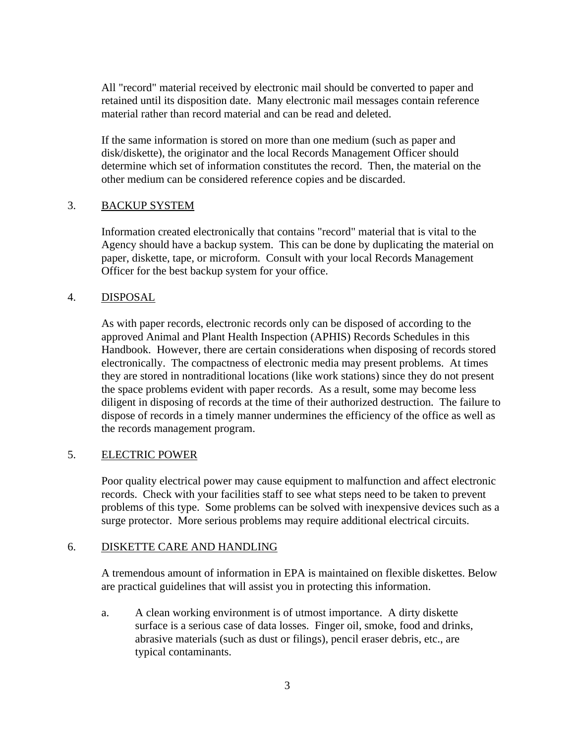All "record" material received by electronic mail should be converted to paper and retained until its disposition date. Many electronic mail messages contain reference material rather than record material and can be read and deleted.

If the same information is stored on more than one medium (such as paper and disk/diskette), the originator and the local Records Management Officer should determine which set of information constitutes the record. Then, the material on the other medium can be considered reference copies and be discarded.

3. BACKUP SYSTEM

Information created electronically that contains "record" material that is vital to the Agency should have a backup system. This can be done by duplicating the material on paper, diskette, tape, or microform. Consult with your local Records Management Officer for the best backup system for your office.

4. DISPOSAL

As with paper records, electronic records only can be disposed of according to the approved Animal and Plant Health Inspection (APHIS) Records Schedules in this Handbook. However, there are certain considerations when disposing of records stored electronically. The compactness of electronic media may present problems. At times they are stored in nontraditional locations (like work stations) since they do not present the space problems evident with paper records. As a result, some may become less diligent in disposing of records at the time of their authorized destruction. The failure to dispose of records in a timely manner undermines the efficiency of the office as well as the records management program.

5. ELECTRIC POWER

Poor quality electrical power may cause equipment to malfunction and affect electronic records. Check with your facilities staff to see what steps need to be taken to prevent problems of this type. Some problems can be solved with inexpensive devices such as a surge protector. More serious problems may require additional electrical circuits.

6. DISKETTE CARE AND HANDLING

A tremendous amount of information in EPA is maintained on flexible diskettes. Below are practical guidelines that will assist you in protecting this information.

a. A clean working environment is of utmost importance. A dirty diskette surface is a serious case of data losses. Finger oil, smoke, food and drinks, abrasive materials (such as dust or filings), pencil eraser debris, etc., are typical contaminants.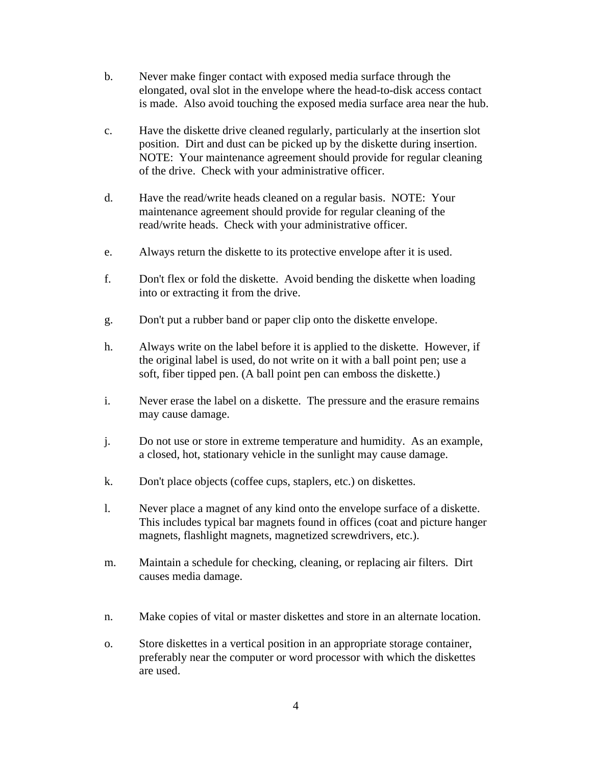b. Never make finger contact with exposed media surface through the elongated, oval slot in the envelope where the head-to-disk access contact is made. Also avoid touching the exposed media surface area near the hub.

c. Have the diskette drive cleaned regularly, particularly at the insertion slot position. Dirt and dust can be picked up by the diskette during insertion. NOTE: Your maintenance agreement should provide for regular cleaning of the drive. Check with your administrative officer.

d. Have the read/write heads cleaned on a regular basis. NOTE: Your maintenance agreement should provide for regular cleaning of the read/write heads. Check with your administrative officer.

e. Always return the diskette to its protective envelope after it is used.

f. Don't flex or fold the diskette. Avoid bending the diskette when loading into or extracting it from the drive.

g. Don't put a rubber band or paper clip onto the diskette envelope.

h. Always write on the label before it is applied to the diskette. However, if the original label is used, do not write on it with a ball point pen; use a soft, fiber tipped pen. (A ball point pen can emboss the diskette.)

i. Never erase the label on a diskette. The pressure and the erasure remains may cause damage.

j. Do not use or store in extreme temperature and humidity. As an example, a closed, hot, stationary vehicle in the sunlight may cause damage.

k. Don't place objects (coffee cups, staplers, etc.) on diskettes.

l. Never place a magnet of any kind onto the envelope surface of a diskette. This includes typical bar magnets found in offices (coat and picture hanger magnets, flashlight magnets, magnetized screwdrivers, etc.).

m. Maintain a schedule for checking, cleaning, or replacing air filters. Dirt causes media damage.

n. Make copies of vital or master diskettes and store in an alternate location.

o. Store diskettes in a vertical position in an appropriate storage container, preferably near the computer or word processor with which the diskettes are used.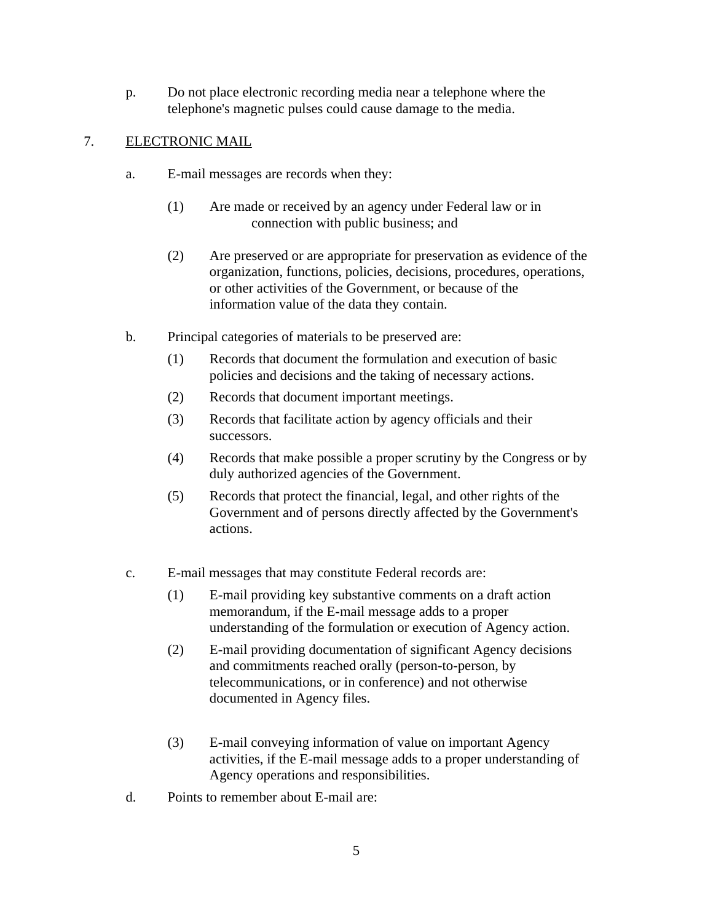p. Do not place electronic recording media near a telephone where the telephone's magnetic pulses could cause damage to the media.

7. <u>ELECTRONIC MAIL</u>

a. E-mail messages are records when they:

(1) Are made or received by an agency under Federal law or in connection with public business; and

(2) Are preserved or are appropriate for preservation as evidence of the organization, functions, policies, decisions, procedures, operations, or other activities of the Government, or because of the information value of the data they contain.

b. Principal categories of materials to be preserved are:

(1) Records that document the formulation and execution of basic policies and decisions and the taking of necessary actions.

(2) Records that document important meetings.

(3) Records that facilitate action by agency officials and their successors.

(4) Records that make possible a proper scrutiny by the Congress or by duly authorized agencies of the Government.

(5) Records that protect the financial, legal, and other rights of the Government and of persons directly affected by the Government's actions.

c. E-mail messages that may constitute Federal records are:

(1) E-mail providing key substantive comments on a draft action memorandum, if the E-mail message adds to a proper understanding of the formulation or execution of Agency action.

(2) E-mail providing documentation of significant Agency decisions and commitments reached orally (person-to-person, by telecommunications, or in conference) and not otherwise documented in Agency files.

(3) E-mail conveying information of value on important Agency activities, if the E-mail message adds to a proper understanding of Agency operations and responsibilities.

d. Points to remember about E-mail are: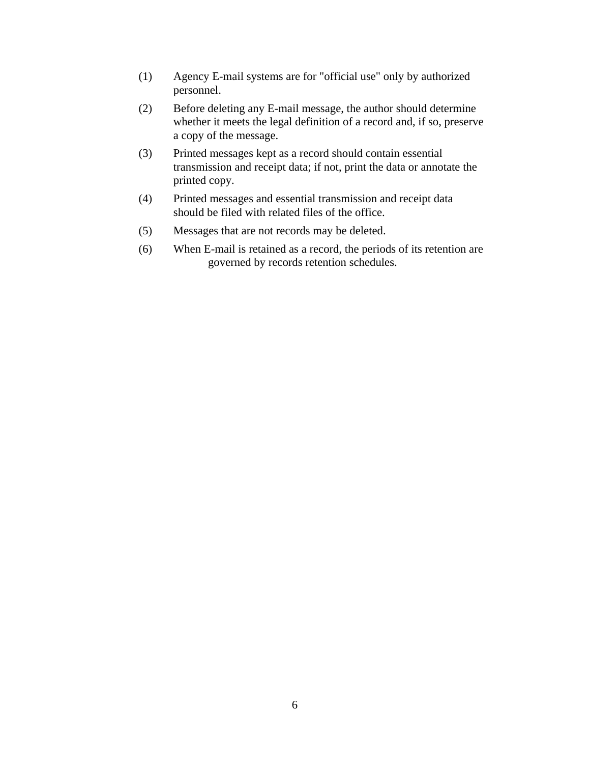(1) Agency E-mail systems are for "official use" only by authorized personnel.

(2) Before deleting any E-mail message, the author should determine whether it meets the legal definition of a record and, if so, preserve a copy of the message.

(3) Printed messages kept as a record should contain essential transmission and receipt data; if not, print the data or annotate the printed copy.

(4) Printed messages and essential transmission and receipt data should be filed with related files of the office.

(5) Messages that are not records may be deleted.

(6) When E-mail is retained as a record, the periods of its retention are governed by records retention schedules.